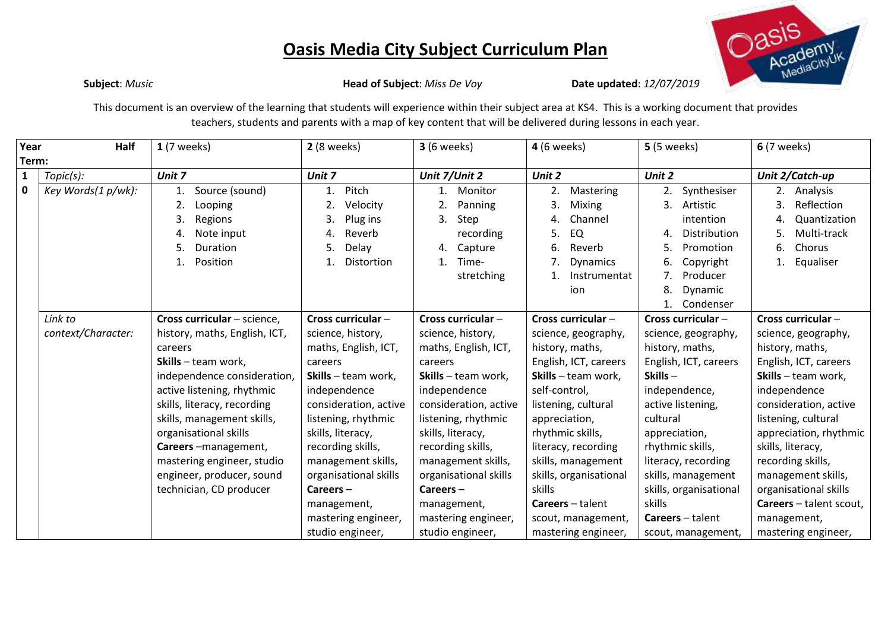# Oasis Media City Subject Curriculum Plan

**Subject**: *Music* **Head of Subject**: *Miss De Voy* **Date updated**: *12/07/2019*

This document is an overview of the learning that students will experience within their subject area at KS4. This is a working document that provides teachers, students and parents with a map of key content that will be delivered during lessons in each year.

| Year | Half Term: | 1 (7 weeks) | 2 (8 weeks) | 3 (6 weeks) | 4 (6 weeks) | 5 (5 weeks) | 6 (7 weeks) |
|---|---|---|---|---|---|---|---|
| 10 | *Topic(s):* | *Unit 7* | *Unit 7* | *Unit 7/Unit 2* | *Unit 2* | *Unit 2* | *Unit 2/Catch-up* |
| | *Key Words(1 p/wk):* | 1. Source (sound)<br>2. Looping<br>3. Regions<br>4. Note input<br>5. Duration<br>1. Position | 1. Pitch<br>2. Velocity<br>3. Plug ins<br>4. Reverb<br>5. Delay<br>1. Distortion | 1. Monitor<br>2. Panning<br>3. Step recording<br>4. Capture<br>1. Time-stretching | 2. Mastering<br>3. Mixing<br>4. Channel<br>5. EQ<br>6. Reverb<br>7. Dynamics<br>1. Instrumentation | 2. Synthesiser<br>3. Artistic intention<br>4. Distribution<br>5. Promotion<br>6. Copyright<br>7. Producer<br>8. Dynamic<br>1. Condenser | 2. Analysis<br>3. Reflection<br>4. Quantization<br>5. Multi-track<br>6. Chorus<br>1. Equaliser |
| | *Link to context/Character:* | **Cross curricular** – science, history, maths, English, ICT, careers<br>**Skills** – team work, independence consideration, active listening, rhythmic skills, literacy, recording skills, management skills, organisational skills<br>**Careers** –management, mastering engineer, studio engineer, producer, sound technician, CD producer | **Cross curricular** – science, history, maths, English, ICT, careers<br>**Skills** – team work, independence consideration, active listening, rhythmic skills, literacy, recording skills, management skills, organisational skills<br>**Careers** – management, mastering engineer, studio engineer, | **Cross curricular** – science, history, maths, English, ICT, careers<br>**Skills** – team work, independence consideration, active listening, rhythmic skills, literacy, recording skills, management skills, organisational skills<br>**Careers** – management, mastering engineer, studio engineer, | **Cross curricular** – science, geography, history, maths, English, ICT, careers<br>**Skills** – team work, self-control, listening, cultural appreciation, rhythmic skills, literacy, recording skills, management skills, organisational skills<br>**Careers** – talent scout, management, mastering engineer, | **Cross curricular** – science, geography, history, maths, English, ICT, careers<br>**Skills** – independence, active listening, cultural appreciation, rhythmic skills, literacy, recording skills, management skills, organisational skills<br>**Careers** – talent scout, management, | **Cross curricular** – science, geography, history, maths, English, ICT, careers<br>**Skills** – team work, independence consideration, active listening, cultural appreciation, rhythmic skills, literacy, recording skills, management skills, organisational skills<br>**Careers** – talent scout, management, mastering engineer, |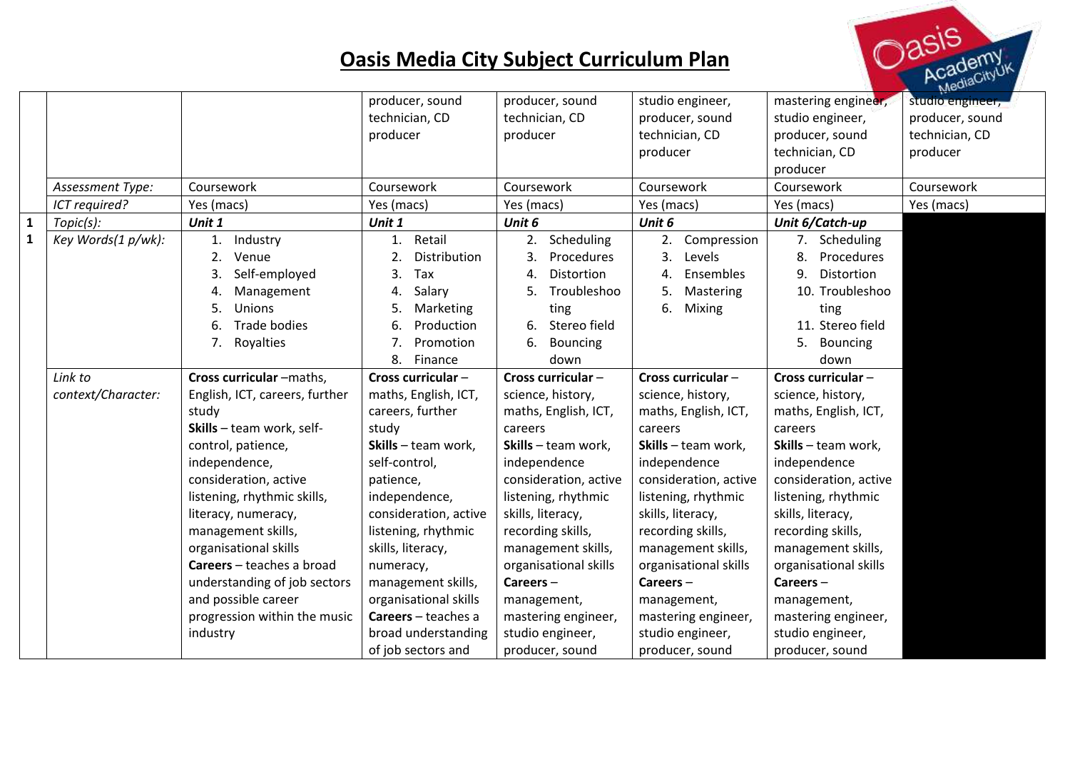# Oasis Media City Subject Curriculum Plan

| | | | | | | | |
|---|---|---|---|---|---|---|---|
| | | | producer, sound technician, CD producer | producer, sound technician, CD producer | studio engineer, producer, sound technician, CD producer | mastering engineer, studio engineer, producer, sound technician, CD producer | studio engineer, producer, sound technician, CD producer |
| | *Assessment Type:* | Coursework | Coursework | Coursework | Coursework | Coursework | Coursework |
| | *ICT required?* | Yes (macs) | Yes (macs) | Yes (macs) | Yes (macs) | Yes (macs) | Yes (macs) |
| **1** | *Topic(s):* | ***Unit 1*** | ***Unit 1*** | ***Unit 6*** | ***Unit 6*** | ***Unit 6/Catch-up*** | |
| **1** | *Key Words(1 p/wk):* | 1. Industry<br>2. Venue<br>3. Self-employed<br>4. Management<br>5. Unions<br>6. Trade bodies<br>7. Royalties | 1. Retail<br>2. Distribution<br>3. Tax<br>4. Salary<br>5. Marketing<br>6. Production<br>7. Promotion<br>8. Finance | 2. Scheduling<br>3. Procedures<br>4. Distortion<br>5. Troubleshooting<br>6. Stereo field<br>6. Bouncing down | 2. Compression<br>3. Levels<br>4. Ensembles<br>5. Mastering<br>6. Mixing | 7. Scheduling<br>8. Procedures<br>9. Distortion<br>10. Troubleshooting<br>11. Stereo field<br>5. Bouncing down | |
| | *Link to context/Character:* | **Cross curricular** –maths, English, ICT, careers, further study<br>**Skills** – team work, self-control, patience, independence, consideration, active listening, rhythmic skills, literacy, numeracy, management skills, organisational skills<br>**Careers** – teaches a broad understanding of job sectors and possible career progression within the music industry | **Cross curricular** – maths, English, ICT, careers, further study<br>**Skills** – team work, self-control, patience, independence, consideration, active listening, rhythmic skills, literacy, numeracy, management skills, organisational skills<br>**Careers** – teaches a broad understanding of job sectors and | **Cross curricular** – science, history, maths, English, ICT, careers<br>**Skills** – team work, independence consideration, active listening, rhythmic skills, literacy, recording skills, management skills, organisational skills<br>**Careers** – management, mastering engineer, studio engineer, producer, sound | **Cross curricular** – science, history, maths, English, ICT, careers<br>**Skills** – team work, independence consideration, active listening, rhythmic skills, literacy, recording skills, management skills, organisational skills<br>**Careers** – management, mastering engineer, studio engineer, producer, sound | **Cross curricular** – science, history, maths, English, ICT, careers<br>**Skills** – team work, independence consideration, active listening, rhythmic skills, literacy, recording skills, management skills, organisational skills<br>**Careers** – management, mastering engineer, studio engineer, producer, sound | |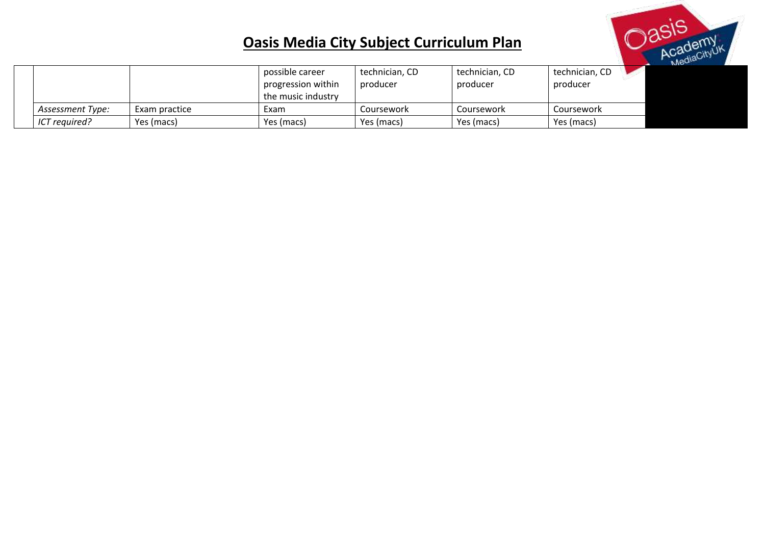# Oasis Media City Subject Curriculum Plan

| | | | | | | | |
|---|---|---|---|---|---|---|---|
| | | | possible career progression within the music industry | technician, CD producer | technician, CD producer | technician, CD producer | |
| | *Assessment Type:* | Exam practice | Exam | Coursework | Coursework | Coursework | |
| | *ICT required?* | Yes (macs) | Yes (macs) | Yes (macs) | Yes (macs) | Yes (macs) | |